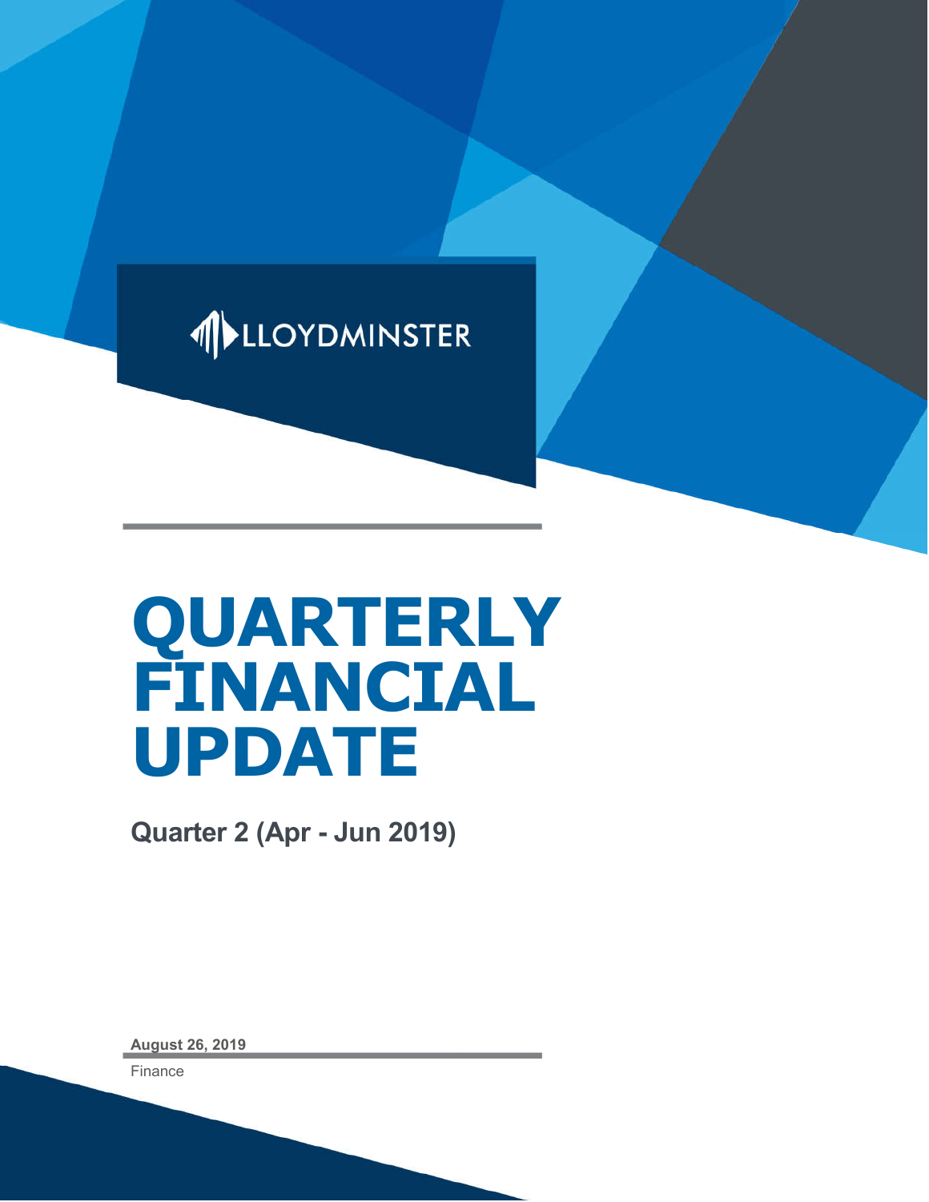LLOYDMINSTER

# QUARTERLY FINANCIAL UPDATE

## Quarter 2 (Apr - Jun 2019)

**August 26, 2019**

Finance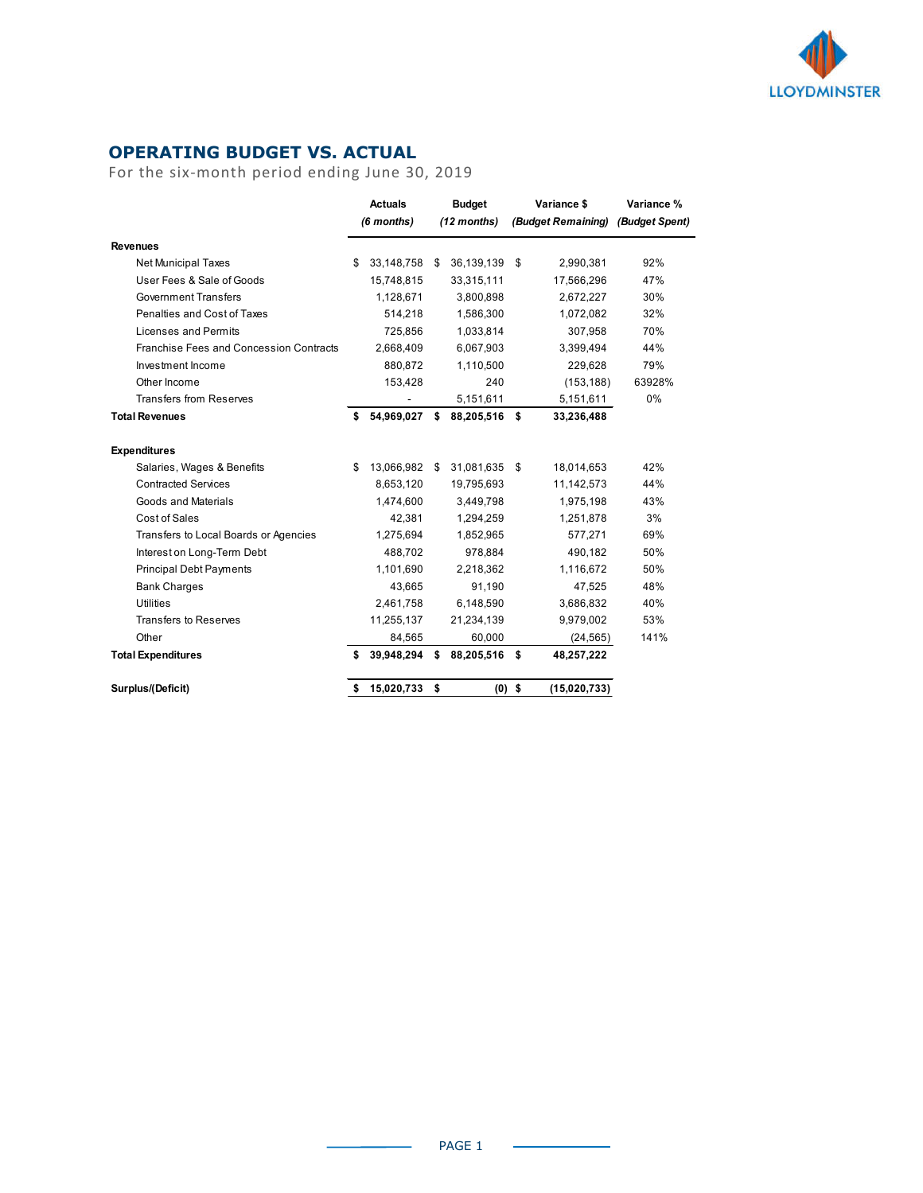# OPERATING BUDGET VS. ACTUAL

For the six-month period ending June 30, 2019

| | Actuals *(6 months)* | Budget *(12 months)* | Variance $ *(Budget Remaining)* | Variance % *(Budget Spent)* |
|---|---|---|---|---|
| **Revenues** | | | | |
| Net Municipal Taxes | $ 33,148,758 | $ 36,139,139 | $ 2,990,381 | 92% |
| User Fees & Sale of Goods | 15,748,815 | 33,315,111 | 17,566,296 | 47% |
| Government Transfers | 1,128,671 | 3,800,898 | 2,672,227 | 30% |
| Penalties and Cost of Taxes | 514,218 | 1,586,300 | 1,072,082 | 32% |
| Licenses and Permits | 725,856 | 1,033,814 | 307,958 | 70% |
| Franchise Fees and Concession Contracts | 2,668,409 | 6,067,903 | 3,399,494 | 44% |
| Investment Income | 880,872 | 1,110,500 | 229,628 | 79% |
| Other Income | 153,428 | 240 | (153,188) | 63928% |
| Transfers from Reserves | - | 5,151,611 | 5,151,611 | 0% |
| **Total Revenues** | **$ 54,969,027** | **$ 88,205,516** | **$ 33,236,488** | |
| **Expenditures** | | | | |
| Salaries, Wages & Benefits | $ 13,066,982 | $ 31,081,635 | $ 18,014,653 | 42% |
| Contracted Services | 8,653,120 | 19,795,693 | 11,142,573 | 44% |
| Goods and Materials | 1,474,600 | 3,449,798 | 1,975,198 | 43% |
| Cost of Sales | 42,381 | 1,294,259 | 1,251,878 | 3% |
| Transfers to Local Boards or Agencies | 1,275,694 | 1,852,965 | 577,271 | 69% |
| Interest on Long-Term Debt | 488,702 | 978,884 | 490,182 | 50% |
| Principal Debt Payments | 1,101,690 | 2,218,362 | 1,116,672 | 50% |
| Bank Charges | 43,665 | 91,190 | 47,525 | 48% |
| Utilities | 2,461,758 | 6,148,590 | 3,686,832 | 40% |
| Transfers to Reserves | 11,255,137 | 21,234,139 | 9,979,002 | 53% |
| Other | 84,565 | 60,000 | (24,565) | 141% |
| **Total Expenditures** | **$ 39,948,294** | **$ 88,205,516** | **$ 48,257,222** | |
| **Surplus/(Deficit)** | **$ 15,020,733** | **$ (0)** | **$ (15,020,733)** | |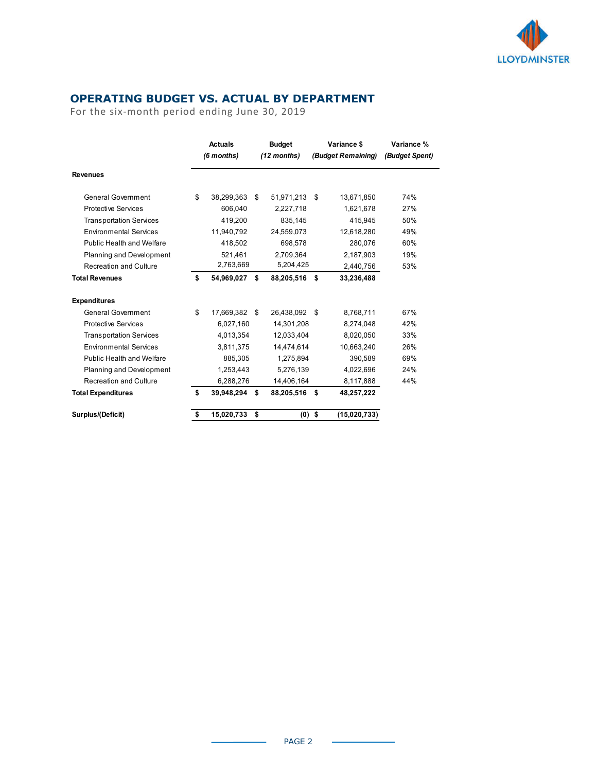## OPERATING BUDGET VS. ACTUAL BY DEPARTMENT

For the six-month period ending June 30, 2019

| | Actuals *(6 months)* | Budget *(12 months)* | Variance $ *(Budget Remaining)* | Variance % *(Budget Spent)* |
|---|---|---|---|---|
| **Revenues** | | | | |
| General Government | $ 38,299,363 | $ 51,971,213 | $ 13,671,850 | 74% |
| Protective Services | 606,040 | 2,227,718 | 1,621,678 | 27% |
| Transportation Services | 419,200 | 835,145 | 415,945 | 50% |
| Environmental Services | 11,940,792 | 24,559,073 | 12,618,280 | 49% |
| Public Health and Welfare | 418,502 | 698,578 | 280,076 | 60% |
| Planning and Development | 521,461 | 2,709,364 | 2,187,903 | 19% |
| Recreation and Culture | 2,763,669 | 5,204,425 | 2,440,756 | 53% |
| **Total Revenues** | **$ 54,969,027** | **$ 88,205,516** | **$ 33,236,488** | |
| **Expenditures** | | | | |
| General Government | $ 17,669,382 | $ 26,438,092 | $ 8,768,711 | 67% |
| Protective Services | 6,027,160 | 14,301,208 | 8,274,048 | 42% |
| Transportation Services | 4,013,354 | 12,033,404 | 8,020,050 | 33% |
| Environmental Services | 3,811,375 | 14,474,614 | 10,663,240 | 26% |
| Public Health and Welfare | 885,305 | 1,275,894 | 390,589 | 69% |
| Planning and Development | 1,253,443 | 5,276,139 | 4,022,696 | 24% |
| Recreation and Culture | 6,288,276 | 14,406,164 | 8,117,888 | 44% |
| **Total Expenditures** | **$ 39,948,294** | **$ 88,205,516** | **$ 48,257,222** | |
| **Surplus/(Deficit)** | **$ 15,020,733** | **$ (0)** | **$ (15,020,733)** | |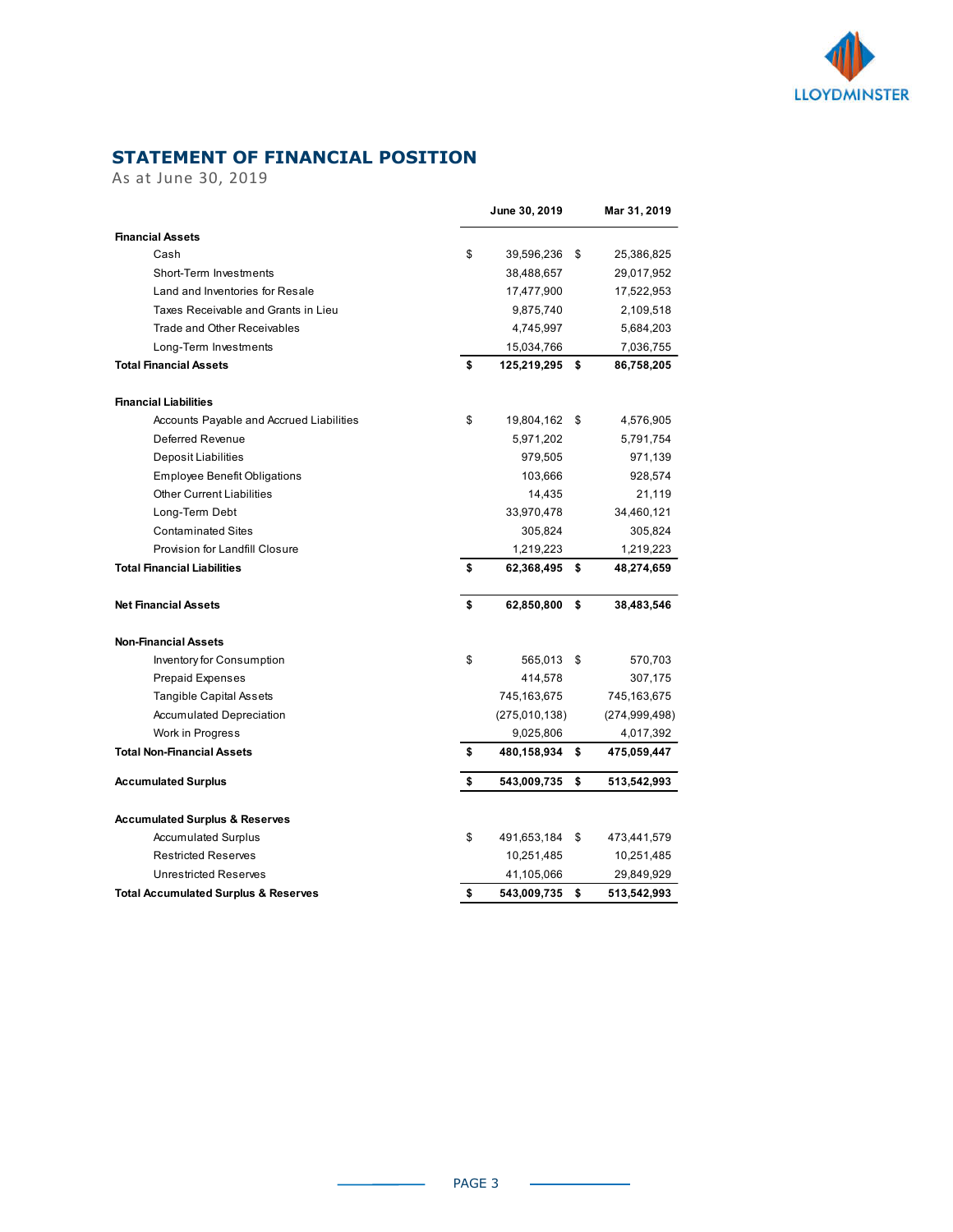## STATEMENT OF FINANCIAL POSITION

As at June 30, 2019

| | June 30, 2019 | Mar 31, 2019 |
|---|---|---|
| **Financial Assets** | | |
| Cash | $ 39,596,236 | $ 25,386,825 |
| Short-Term Investments | 38,488,657 | 29,017,952 |
| Land and Inventories for Resale | 17,477,900 | 17,522,953 |
| Taxes Receivable and Grants in Lieu | 9,875,740 | 2,109,518 |
| Trade and Other Receivables | 4,745,997 | 5,684,203 |
| Long-Term Investments | 15,034,766 | 7,036,755 |
| **Total Financial Assets** | **$ 125,219,295** | **$ 86,758,205** |
| | | |
| **Financial Liabilities** | | |
| Accounts Payable and Accrued Liabilities | $ 19,804,162 | $ 4,576,905 |
| Deferred Revenue | 5,971,202 | 5,791,754 |
| Deposit Liabilities | 979,505 | 971,139 |
| Employee Benefit Obligations | 103,666 | 928,574 |
| Other Current Liabilities | 14,435 | 21,119 |
| Long-Term Debt | 33,970,478 | 34,460,121 |
| Contaminated Sites | 305,824 | 305,824 |
| Provision for Landfill Closure | 1,219,223 | 1,219,223 |
| **Total Financial Liabilities** | **$ 62,368,495** | **$ 48,274,659** |
| | | |
| **Net Financial Assets** | **$ 62,850,800** | **$ 38,483,546** |
| | | |
| **Non-Financial Assets** | | |
| Inventory for Consumption | $ 565,013 | $ 570,703 |
| Prepaid Expenses | 414,578 | 307,175 |
| Tangible Capital Assets | 745,163,675 | 745,163,675 |
| Accumulated Depreciation | (275,010,138) | (274,999,498) |
| Work in Progress | 9,025,806 | 4,017,392 |
| **Total Non-Financial Assets** | **$ 480,158,934** | **$ 475,059,447** |
| | | |
| **Accumulated Surplus** | **$ 543,009,735** | **$ 513,542,993** |
| | | |
| **Accumulated Surplus & Reserves** | | |
| Accumulated Surplus | $ 491,653,184 | $ 473,441,579 |
| Restricted Reserves | 10,251,485 | 10,251,485 |
| Unrestricted Reserves | 41,105,066 | 29,849,929 |
| **Total Accumulated Surplus & Reserves** | **$ 543,009,735** | **$ 513,542,993** |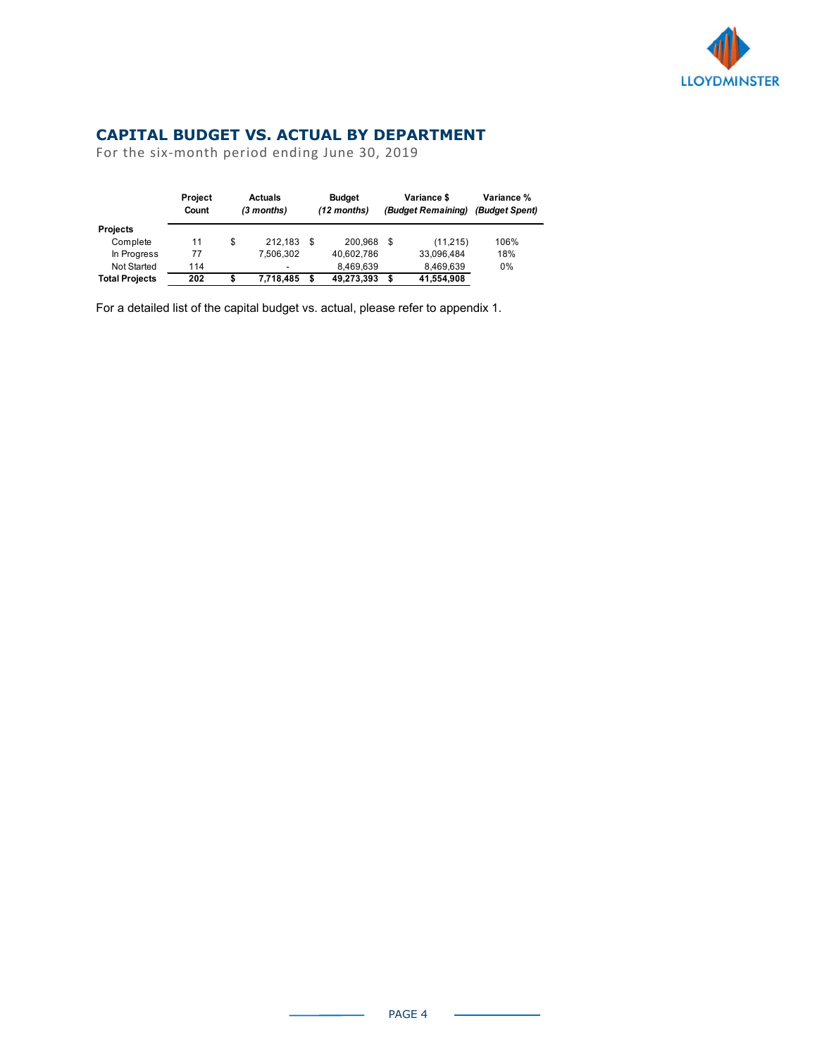## CAPITAL BUDGET VS. ACTUAL BY DEPARTMENT

For the six-month period ending June 30, 2019

| | Project Count | Actuals *(3 months)* | Budget *(12 months)* | Variance $ *(Budget Remaining)* | Variance % *(Budget Spent)* |
|---|---|---|---|---|---|
| **Projects** | | | | | |
| Complete | 11 | $ 212,183 | $ 200,968 | $ (11,215) | 106% |
| In Progress | 77 | 7,506,302 | 40,602,786 | 33,096,484 | 18% |
| Not Started | 114 | - | 8,469,639 | 8,469,639 | 0% |
| **Total Projects** | **202** | **$ 7,718,485** | **$ 49,273,393** | **$ 41,554,908** | |

For a detailed list of the capital budget vs. actual, please refer to appendix 1.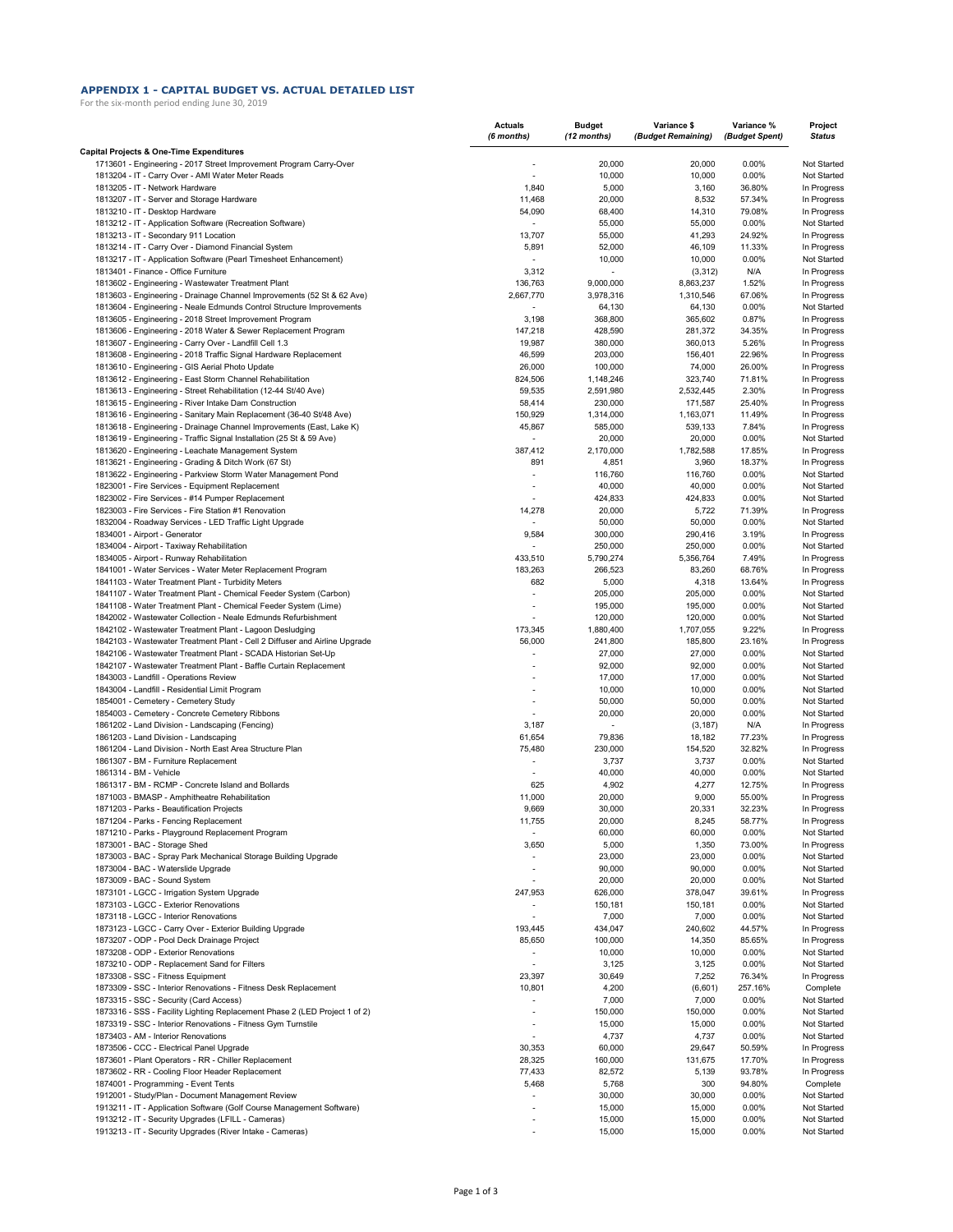## APPENDIX 1 - CAPITAL BUDGET VS. ACTUAL DETAILED LIST

For the six-month period ending June 30, 2019

| | Actuals *(6 months)* | Budget *(12 months)* | Variance $ *(Budget Remaining)* | Variance % *(Budget Spent)* | Project *Status* |
|---|---|---|---|---|---|
| **Capital Projects & One-Time Expenditures** | | | | | |
| 1713601 - Engineering - 2017 Street Improvement Program Carry-Over | - | 20,000 | 20,000 | 0.00% | Not Started |
| 1813204 - IT - Carry Over - AMI Water Meter Reads | - | 10,000 | 10,000 | 0.00% | Not Started |
| 1813205 - IT - Network Hardware | 1,840 | 5,000 | 3,160 | 36.80% | In Progress |
| 1813207 - IT - Server and Storage Hardware | 11,468 | 20,000 | 8,532 | 57.34% | In Progress |
| 1813210 - IT - Desktop Hardware | 54,090 | 68,400 | 14,310 | 79.08% | In Progress |
| 1813212 - IT - Application Software (Recreation Software) | - | 55,000 | 55,000 | 0.00% | Not Started |
| 1813213 - IT - Secondary 911 Location | 13,707 | 55,000 | 41,293 | 24.92% | In Progress |
| 1813214 - IT - Carry Over - Diamond Financial System | 5,891 | 52,000 | 46,109 | 11.33% | In Progress |
| 1813217 - IT - Application Software (Pearl Timesheet Enhancement) | - | 10,000 | 10,000 | 0.00% | Not Started |
| 1813401 - Finance - Office Furniture | 3,312 | - | (3,312) | N/A | In Progress |
| 1813602 - Engineering - Wastewater Treatment Plant | 136,763 | 9,000,000 | 8,863,237 | 1.52% | In Progress |
| 1813603 - Engineering - Drainage Channel Improvements (52 St & 62 Ave) | 2,667,770 | 3,978,316 | 1,310,546 | 67.06% | In Progress |
| 1813604 - Engineering - Neale Edmunds Control Structure Improvements | - | 64,130 | 64,130 | 0.00% | Not Started |
| 1813605 - Engineering - 2018 Street Improvement Program | 3,198 | 368,800 | 365,602 | 0.87% | In Progress |
| 1813606 - Engineering - 2018 Water & Sewer Replacement Program | 147,218 | 428,590 | 281,372 | 34.35% | In Progress |
| 1813607 - Engineering - Carry Over - Landfill Cell 1.3 | 19,987 | 380,000 | 360,013 | 5.26% | In Progress |
| 1813608 - Engineering - 2018 Traffic Signal Hardware Replacement | 46,599 | 203,000 | 156,401 | 22.96% | In Progress |
| 1813610 - Engineering - GIS Aerial Photo Update | 26,000 | 100,000 | 74,000 | 26.00% | In Progress |
| 1813612 - Engineering - East Storm Channel Rehabilitation | 824,506 | 1,148,246 | 323,740 | 71.81% | In Progress |
| 1813613 - Engineering - Street Rehabilitation (12-44 St/40 Ave) | 59,535 | 2,591,980 | 2,532,445 | 2.30% | In Progress |
| 1813615 - Engineering - River Intake Dam Construction | 58,414 | 230,000 | 171,587 | 25.40% | In Progress |
| 1813616 - Engineering - Sanitary Main Replacement (36-40 St/48 Ave) | 150,929 | 1,314,000 | 1,163,071 | 11.49% | In Progress |
| 1813618 - Engineering - Drainage Channel Improvements (East, Lake K) | 45,867 | 585,000 | 539,133 | 7.84% | In Progress |
| 1813619 - Engineering - Traffic Signal Installation (25 St & 59 Ave) | - | 20,000 | 20,000 | 0.00% | Not Started |
| 1813620 - Engineering - Leachate Management System | 387,412 | 2,170,000 | 1,782,588 | 17.85% | In Progress |
| 1813621 - Engineering - Grading & Ditch Work (67 St) | 891 | 4,851 | 3,960 | 18.37% | In Progress |
| 1813622 - Engineering - Parkview Storm Water Management Pond | - | 116,760 | 116,760 | 0.00% | Not Started |
| 1823001 - Fire Services - Equipment Replacement | - | 40,000 | 40,000 | 0.00% | Not Started |
| 1823002 - Fire Services - #14 Pumper Replacement | - | 424,833 | 424,833 | 0.00% | Not Started |
| 1823003 - Fire Services - Fire Station #1 Renovation | 14,278 | 20,000 | 5,722 | 71.39% | In Progress |
| 1832004 - Roadway Services - LED Traffic Light Upgrade | - | 50,000 | 50,000 | 0.00% | Not Started |
| 1834001 - Airport - Generator | 9,584 | 300,000 | 290,416 | 3.19% | In Progress |
| 1834004 - Airport - Taxiway Rehabilitation | - | 250,000 | 250,000 | 0.00% | Not Started |
| 1834005 - Airport - Runway Rehabilitation | 433,510 | 5,790,274 | 5,356,764 | 7.49% | In Progress |
| 1841001 - Water Services - Water Meter Replacement Program | 183,263 | 266,523 | 83,260 | 68.76% | In Progress |
| 1841103 - Water Treatment Plant - Turbidity Meters | 682 | 5,000 | 4,318 | 13.64% | In Progress |
| 1841107 - Water Treatment Plant - Chemical Feeder System (Carbon) | - | 205,000 | 205,000 | 0.00% | Not Started |
| 1841108 - Water Treatment Plant - Chemical Feeder System (Lime) | - | 195,000 | 195,000 | 0.00% | Not Started |
| 1842002 - Wastewater Collection - Neale Edmunds Refurbishment | - | 120,000 | 120,000 | 0.00% | Not Started |
| 1842102 - Wastewater Treatment Plant - Lagoon Desludging | 173,345 | 1,880,400 | 1,707,055 | 9.22% | In Progress |
| 1842103 - Wastewater Treatment Plant - Cell 2 Diffuser and Airline Upgrade | 56,000 | 241,800 | 185,800 | 23.16% | In Progress |
| 1842106 - Wastewater Treatment Plant - SCADA Historian Set-Up | - | 27,000 | 27,000 | 0.00% | Not Started |
| 1842107 - Wastewater Treatment Plant - Baffle Curtain Replacement | - | 92,000 | 92,000 | 0.00% | Not Started |
| 1843003 - Landfill - Operations Review | - | 17,000 | 17,000 | 0.00% | Not Started |
| 1843004 - Landfill - Residential Limit Program | - | 10,000 | 10,000 | 0.00% | Not Started |
| 1854001 - Cemetery - Cemetery Study | - | 50,000 | 50,000 | 0.00% | Not Started |
| 1854003 - Cemetery - Concrete Cemetery Ribbons | - | 20,000 | 20,000 | 0.00% | Not Started |
| 1861202 - Land Division - Landscaping (Fencing) | 3,187 | - | (3,187) | N/A | In Progress |
| 1861203 - Land Division - Landscaping | 61,654 | 79,836 | 18,182 | 77.23% | In Progress |
| 1861204 - Land Division - North East Area Structure Plan | 75,480 | 230,000 | 154,520 | 32.82% | In Progress |
| 1861307 - BM - Furniture Replacement | - | 3,737 | 3,737 | 0.00% | Not Started |
| 1861314 - BM - Vehicle | - | 40,000 | 40,000 | 0.00% | Not Started |
| 1861317 - BM - RCMP - Concrete Island and Bollards | 625 | 4,902 | 4,277 | 12.75% | In Progress |
| 1871003 - BMASP - Amphitheatre Rehabilitation | 11,000 | 20,000 | 9,000 | 55.00% | In Progress |
| 1871203 - Parks - Beautification Projects | 9,669 | 30,000 | 20,331 | 32.23% | In Progress |
| 1871204 - Parks - Fencing Replacement | 11,755 | 20,000 | 8,245 | 58.77% | In Progress |
| 1871210 - Parks - Playground Replacement Program | - | 60,000 | 60,000 | 0.00% | Not Started |
| 1873001 - BAC - Storage Shed | 3,650 | 5,000 | 1,350 | 73.00% | In Progress |
| 1873003 - BAC - Spray Park Mechanical Storage Building Upgrade | - | 23,000 | 23,000 | 0.00% | Not Started |
| 1873004 - BAC - Waterslide Upgrade | - | 90,000 | 90,000 | 0.00% | Not Started |
| 1873009 - BAC - Sound System | - | 20,000 | 20,000 | 0.00% | Not Started |
| 1873101 - LGCC - Irrigation System Upgrade | 247,953 | 626,000 | 378,047 | 39.61% | In Progress |
| 1873103 - LGCC - Exterior Renovations | - | 150,181 | 150,181 | 0.00% | Not Started |
| 1873118 - LGCC - Interior Renovations | - | 7,000 | 7,000 | 0.00% | Not Started |
| 1873123 - LGCC - Carry Over - Exterior Building Upgrade | 193,445 | 434,047 | 240,602 | 44.57% | In Progress |
| 1873207 - ODP - Pool Deck Drainage Project | 85,650 | 100,000 | 14,350 | 85.65% | In Progress |
| 1873208 - ODP - Exterior Renovations | - | 10,000 | 10,000 | 0.00% | Not Started |
| 1873210 - ODP - Replacement Sand for Filters | - | 3,125 | 3,125 | 0.00% | Not Started |
| 1873308 - SSC - Fitness Equipment | 23,397 | 30,649 | 7,252 | 76.34% | In Progress |
| 1873309 - SSC - Interior Renovations - Fitness Desk Replacement | 10,801 | 4,200 | (6,601) | 257.16% | Complete |
| 1873315 - SSC - Security (Card Access) | - | 7,000 | 7,000 | 0.00% | Not Started |
| 1873316 - SSS - Facility Lighting Replacement Phase 2 (LED Project 1 of 2) | - | 150,000 | 150,000 | 0.00% | Not Started |
| 1873319 - SSC - Interior Renovations - Fitness Gym Turnstile | - | 15,000 | 15,000 | 0.00% | Not Started |
| 1873403 - AM - Interior Renovations | - | 4,737 | 4,737 | 0.00% | Not Started |
| 1873506 - CCC - Electrical Panel Upgrade | 30,353 | 60,000 | 29,647 | 50.59% | In Progress |
| 1873601 - Plant Operators - RR - Chiller Replacement | 28,325 | 160,000 | 131,675 | 17.70% | In Progress |
| 1873602 - RR - Cooling Floor Header Replacement | 77,433 | 82,572 | 5,139 | 93.78% | In Progress |
| 1874001 - Programming - Event Tents | 5,468 | 5,768 | 300 | 94.80% | Complete |
| 1912001 - Study/Plan - Document Management Review | - | 30,000 | 30,000 | 0.00% | Not Started |
| 1913211 - IT - Application Software (Golf Course Management Software) | - | 15,000 | 15,000 | 0.00% | Not Started |
| 1913212 - IT - Security Upgrades (LFILL - Cameras) | - | 15,000 | 15,000 | 0.00% | Not Started |
| 1913213 - IT - Security Upgrades (River Intake - Cameras) | - | 15,000 | 15,000 | 0.00% | Not Started |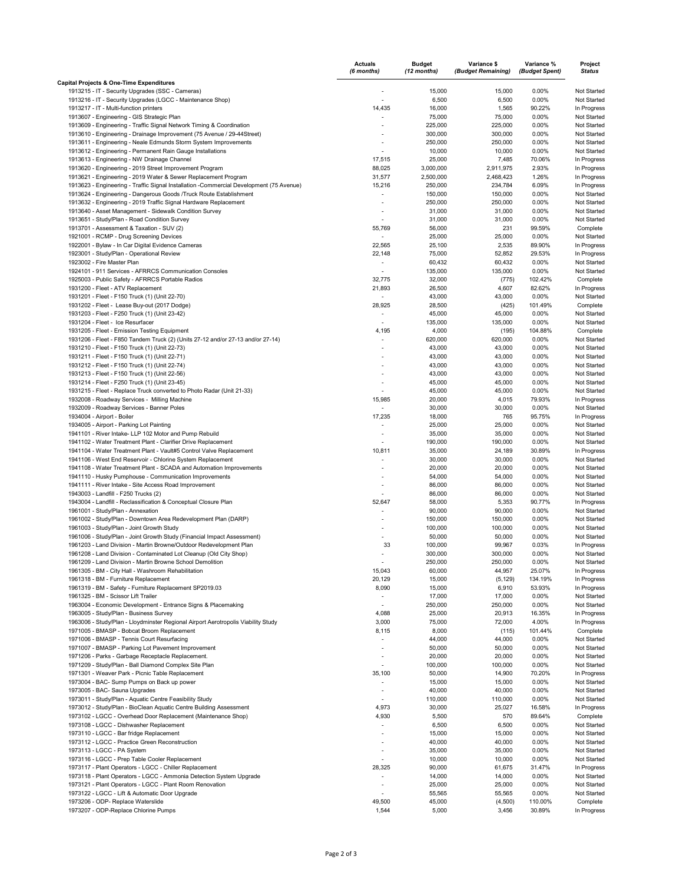| | Actuals *(6 months)* | Budget *(12 months)* | Variance $ *(Budget Remaining)* | Variance % *(Budget Spent)* | Project Status |
|---|---|---|---|---|---|
| **Capital Projects & One-Time Expenditures** | | | | | |
| 1913215 - IT - Security Upgrades (SSC - Cameras) | - | 15,000 | 15,000 | 0.00% | Not Started |
| 1913216 - IT - Security Upgrades (LGCC - Maintenance Shop) | - | 6,500 | 6,500 | 0.00% | Not Started |
| 1913217 - IT - Multi-function printers | 14,435 | 16,000 | 1,565 | 90.22% | In Progress |
| 1913607 - Engineering - GIS Strategic Plan | - | 75,000 | 75,000 | 0.00% | Not Started |
| 1913609 - Engineering - Traffic Signal Network Timing & Coordination | - | 225,000 | 225,000 | 0.00% | Not Started |
| 1913610 - Engineering - Drainage Improvement (75 Avenue / 29-44Street) | - | 300,000 | 300,000 | 0.00% | Not Started |
| 1913611 - Engineering - Neale Edmunds Storm System Improvements | - | 250,000 | 250,000 | 0.00% | Not Started |
| 1913612 - Engineering - Permanent Rain Gauge Installations | - | 10,000 | 10,000 | 0.00% | Not Started |
| 1913613 - Engineering - NW Drainage Channel | 17,515 | 25,000 | 7,485 | 70.06% | In Progress |
| 1913620 - Engineering - 2019 Street Improvement Program | 88,025 | 3,000,000 | 2,911,975 | 2.93% | In Progress |
| 1913621 - Engineering - 2019 Water & Sewer Replacement Program | 31,577 | 2,500,000 | 2,468,423 | 1.26% | In Progress |
| 1913623 - Engineering - Traffic Signal Installation -Commercial Development (75 Avenue) | 15,216 | 250,000 | 234,784 | 6.09% | In Progress |
| 1913624 - Engineering - Dangerous Goods /Truck Route Establishment | - | 150,000 | 150,000 | 0.00% | Not Started |
| 1913632 - Engineering - 2019 Traffic Signal Hardware Replacement | - | 250,000 | 250,000 | 0.00% | Not Started |
| 1913640 - Asset Management - Sidewalk Condition Survey | - | 31,000 | 31,000 | 0.00% | Not Started |
| 1913651 - Study/Plan - Road Condition Survey | - | 31,000 | 31,000 | 0.00% | Not Started |
| 1913701 - Assessment & Taxation - SUV (2) | 55,769 | 56,000 | 231 | 99.59% | Complete |
| 1921001 - RCMP - Drug Screening Devices | - | 25,000 | 25,000 | 0.00% | Not Started |
| 1922001 - Bylaw - In Car Digital Evidence Cameras | 22,565 | 25,100 | 2,535 | 89.90% | In Progress |
| 1923001 - Study/Plan - Operational Review | 22,148 | 75,000 | 52,852 | 29.53% | In Progress |
| 1923002 - Fire Master Plan | - | 60,432 | 60,432 | 0.00% | Not Started |
| 1924101 - 911 Services - AFRRCS Communication Consoles | - | 135,000 | 135,000 | 0.00% | Not Started |
| 1925003 - Public Safety - AFRRCS Portable Radios | 32,775 | 32,000 | (775) | 102.42% | Complete |
| 1931200 - Fleet - ATV Replacement | 21,893 | 26,500 | 4,607 | 82.62% | In Progress |
| 1931201 - Fleet - F150 Truck (1) (Unit 22-70) | - | 43,000 | 43,000 | 0.00% | Not Started |
| 1931202 - Fleet - Lease Buy-out (2017 Dodge) | 28,925 | 28,500 | (425) | 101.49% | Complete |
| 1931203 - Fleet - F250 Truck (1) (Unit 23-42) | - | 45,000 | 45,000 | 0.00% | Not Started |
| 1931204 - Fleet - Ice Resurfacer | - | 135,000 | 135,000 | 0.00% | Not Started |
| 1931205 - Fleet - Emission Testing Equipment | 4,195 | 4,000 | (195) | 104.88% | Complete |
| 1931206 - Fleet - F850 Tandem Truck (2) (Units 27-12 and/or 27-13 and/or 27-14) | - | 620,000 | 620,000 | 0.00% | Not Started |
| 1931210 - Fleet - F150 Truck (1) (Unit 22-73) | - | 43,000 | 43,000 | 0.00% | Not Started |
| 1931211 - Fleet - F150 Truck (1) (Unit 22-71) | - | 43,000 | 43,000 | 0.00% | Not Started |
| 1931212 - Fleet - F150 Truck (1) (Unit 22-74) | - | 43,000 | 43,000 | 0.00% | Not Started |
| 1931213 - Fleet - F150 Truck (1) (Unit 22-56) | - | 43,000 | 43,000 | 0.00% | Not Started |
| 1931214 - Fleet - F250 Truck (1) (Unit 23-45) | - | 45,000 | 45,000 | 0.00% | Not Started |
| 1931215 - Fleet - Replace Truck converted to Photo Radar (Unit 21-33) | - | 45,000 | 45,000 | 0.00% | Not Started |
| 1932008 - Roadway Services - Milling Machine | 15,985 | 20,000 | 4,015 | 79.93% | In Progress |
| 1932009 - Roadway Services - Banner Poles | - | 30,000 | 30,000 | 0.00% | Not Started |
| 1934004 - Airport - Boiler | 17,235 | 18,000 | 765 | 95.75% | In Progress |
| 1934005 - Airport - Parking Lot Painting | - | 25,000 | 25,000 | 0.00% | Not Started |
| 1941101 - River Intake- LLP 102 Motor and Pump Rebuild | - | 35,000 | 35,000 | 0.00% | Not Started |
| 1941102 - Water Treatment Plant - Clarifier Drive Replacement | - | 190,000 | 190,000 | 0.00% | Not Started |
| 1941104 - Water Treatment Plant - Vault#5 Control Valve Replacement | 10,811 | 35,000 | 24,189 | 30.89% | In Progress |
| 1941106 - West End Reservoir - Chlorine System Replacement | - | 30,000 | 30,000 | 0.00% | Not Started |
| 1941108 - Water Treatment Plant - SCADA and Automation Improvements | - | 20,000 | 20,000 | 0.00% | Not Started |
| 1941110 - Husky Pumphouse - Communication Improvements | - | 54,000 | 54,000 | 0.00% | Not Started |
| 1941111 - River Intake - Site Access Road Improvement | - | 86,000 | 86,000 | 0.00% | Not Started |
| 1943003 - Landfill - F250 Trucks (2) | - | 86,000 | 86,000 | 0.00% | Not Started |
| 1943004 - Landfill - Reclassification & Conceptual Closure Plan | 52,647 | 58,000 | 5,353 | 90.77% | In Progress |
| 1961001 - Study/Plan - Annexation | - | 90,000 | 90,000 | 0.00% | Not Started |
| 1961002 - Study/Plan - Downtown Area Redevelopment Plan (DARP) | - | 150,000 | 150,000 | 0.00% | Not Started |
| 1961003 - Study/Plan - Joint Growth Study | - | 100,000 | 100,000 | 0.00% | Not Started |
| 1961006 - Study/Plan - Joint Growth Study (Financial Impact Assessment) | - | 50,000 | 50,000 | 0.00% | Not Started |
| 1961203 - Land Division - Martin Browne/Outdoor Redevelopment Plan | 33 | 100,000 | 99,967 | 0.03% | In Progress |
| 1961208 - Land Division - Contaminated Lot Cleanup (Old City Shop) | - | 300,000 | 300,000 | 0.00% | Not Started |
| 1961209 - Land Division - Martin Browne School Demolition | - | 250,000 | 250,000 | 0.00% | Not Started |
| 1961305 - BM - City Hall - Washroom Rehabilitation | 15,043 | 60,000 | 44,957 | 25.07% | In Progress |
| 1961318 - BM - Furniture Replacement | 20,129 | 15,000 | (5,129) | 134.19% | In Progress |
| 1961319 - BM - Safety - Furniture Replacement SP2019.03 | 8,090 | 15,000 | 6,910 | 53.93% | In Progress |
| 1961325 - BM - Scissor Lift Trailer | - | 17,000 | 17,000 | 0.00% | Not Started |
| 1963004 - Economic Development - Entrance Signs & Placemaking | - | 250,000 | 250,000 | 0.00% | Not Started |
| 1963005 - Study/Plan - Business Survey | 4,088 | 25,000 | 20,913 | 16.35% | In Progress |
| 1963006 - Study/Plan - Lloydminster Regional Airport Aerotropolis Viability Study | 3,000 | 75,000 | 72,000 | 4.00% | In Progress |
| 1971005 - BMASP - Bobcat Broom Replacement | 8,115 | 8,000 | (115) | 101.44% | Complete |
| 1971006 - BMASP - Tennis Court Resurfacing | - | 44,000 | 44,000 | 0.00% | Not Started |
| 1971007 - BMASP - Parking Lot Pavement Improvement | - | 50,000 | 50,000 | 0.00% | Not Started |
| 1971206 - Parks - Garbage Receptacle Replacement. | - | 20,000 | 20,000 | 0.00% | Not Started |
| 1971209 - Study/Plan - Ball Diamond Complex Site Plan | - | 100,000 | 100,000 | 0.00% | Not Started |
| 1971301 - Weaver Park - Picnic Table Replacement | 35,100 | 50,000 | 14,900 | 70.20% | In Progress |
| 1973004 - BAC- Sump Pumps on Back up power | - | 15,000 | 15,000 | 0.00% | Not Started |
| 1973005 - BAC- Sauna Upgrades | - | 40,000 | 40,000 | 0.00% | Not Started |
| 1973011 - Study/Plan - Aquatic Centre Feasibility Study | - | 110,000 | 110,000 | 0.00% | Not Started |
| 1973012 - Study/Plan - BioClean Aquatic Centre Building Assessment | 4,973 | 30,000 | 25,027 | 16.58% | In Progress |
| 1973102 - LGCC - Overhead Door Replacement (Maintenance Shop) | 4,930 | 5,500 | 570 | 89.64% | Complete |
| 1973108 - LGCC - Dishwasher Replacement | - | 6,500 | 6,500 | 0.00% | Not Started |
| 1973110 - LGCC - Bar fridge Replacement | - | 15,000 | 15,000 | 0.00% | Not Started |
| 1973112 - LGCC - Practice Green Reconstruction | - | 40,000 | 40,000 | 0.00% | Not Started |
| 1973113 - LGCC - PA System | - | 35,000 | 35,000 | 0.00% | Not Started |
| 1973116 - LGCC - Prep Table Cooler Replacement | - | 10,000 | 10,000 | 0.00% | Not Started |
| 1973117 - Plant Operators - LGCC - Chiller Replacement | 28,325 | 90,000 | 61,675 | 31.47% | In Progress |
| 1973118 - Plant Operators - LGCC - Ammonia Detection System Upgrade | - | 14,000 | 14,000 | 0.00% | Not Started |
| 1973121 - Plant Operators - LGCC - Plant Room Renovation | - | 25,000 | 25,000 | 0.00% | Not Started |
| 1973122 - LGCC - Lift & Automatic Door Upgrade | - | 55,565 | 55,565 | 0.00% | Not Started |
| 1973206 - ODP- Replace Waterslide | 49,500 | 45,000 | (4,500) | 110.00% | Complete |
| 1973207 - ODP-Replace Chlorine Pumps | 1,544 | 5,000 | 3,456 | 30.89% | In Progress |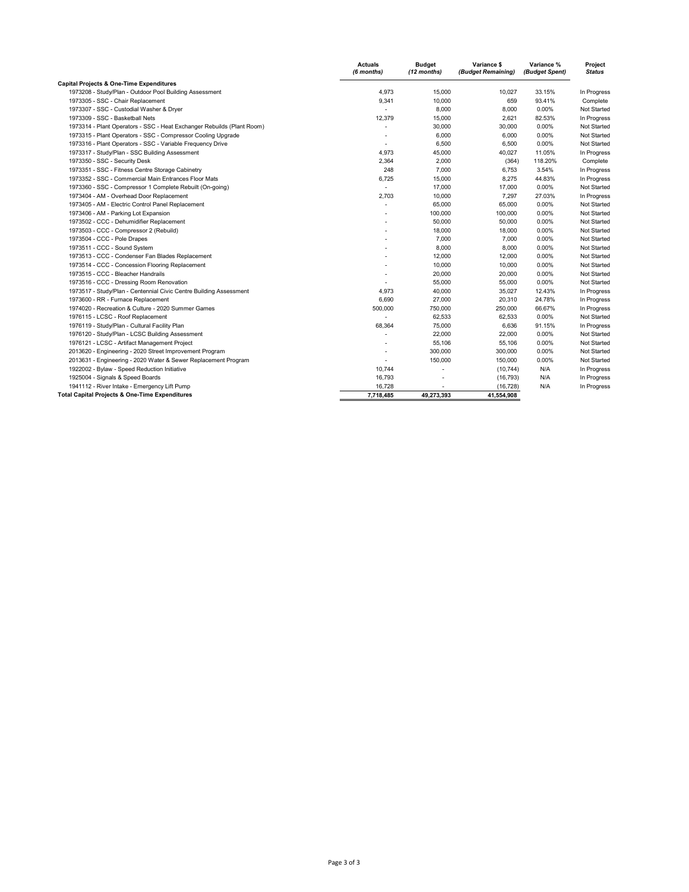| | Actuals *(6 months)* | Budget *(12 months)* | Variance $ *(Budget Remaining)* | Variance % *(Budget Spent)* | Project *Status* |
|---|---|---|---|---|---|
| **Capital Projects & One-Time Expenditures** | | | | | |
| 1973208 - Study/Plan - Outdoor Pool Building Assessment | 4,973 | 15,000 | 10,027 | 33.15% | In Progress |
| 1973305 - SSC - Chair Replacement | 9,341 | 10,000 | 659 | 93.41% | Complete |
| 1973307 - SSC - Custodial Washer & Dryer | - | 8,000 | 8,000 | 0.00% | Not Started |
| 1973309 - SSC - Basketball Nets | 12,379 | 15,000 | 2,621 | 82.53% | In Progress |
| 1973314 - Plant Operators - SSC - Heat Exchanger Rebuilds (Plant Room) | - | 30,000 | 30,000 | 0.00% | Not Started |
| 1973315 - Plant Operators - SSC - Compressor Cooling Upgrade | - | 6,000 | 6,000 | 0.00% | Not Started |
| 1973316 - Plant Operators - SSC - Variable Frequency Drive | - | 6,500 | 6,500 | 0.00% | Not Started |
| 1973317 - Study/Plan - SSC Building Assessment | 4,973 | 45,000 | 40,027 | 11.05% | In Progress |
| 1973350 - SSC - Security Desk | 2,364 | 2,000 | (364) | 118.20% | Complete |
| 1973351 - SSC - Fitness Centre Storage Cabinetry | 248 | 7,000 | 6,753 | 3.54% | In Progress |
| 1973352 - SSC - Commercial Main Entrances Floor Mats | 6,725 | 15,000 | 8,275 | 44.83% | In Progress |
| 1973360 - SSC - Compressor 1 Complete Rebuilt (On-going) | - | 17,000 | 17,000 | 0.00% | Not Started |
| 1973404 - AM - Overhead Door Replacement | 2,703 | 10,000 | 7,297 | 27.03% | In Progress |
| 1973405 - AM - Electric Control Panel Replacement | - | 65,000 | 65,000 | 0.00% | Not Started |
| 1973406 - AM - Parking Lot Expansion | - | 100,000 | 100,000 | 0.00% | Not Started |
| 1973502 - CCC - Dehumidifier Replacement | - | 50,000 | 50,000 | 0.00% | Not Started |
| 1973503 - CCC - Compressor 2 (Rebuild) | - | 18,000 | 18,000 | 0.00% | Not Started |
| 1973504 - CCC - Pole Drapes | - | 7,000 | 7,000 | 0.00% | Not Started |
| 1973511 - CCC - Sound System | - | 8,000 | 8,000 | 0.00% | Not Started |
| 1973513 - CCC - Condenser Fan Blades Replacement | - | 12,000 | 12,000 | 0.00% | Not Started |
| 1973514 - CCC - Concession Flooring Replacement | - | 10,000 | 10,000 | 0.00% | Not Started |
| 1973515 - CCC - Bleacher Handrails | - | 20,000 | 20,000 | 0.00% | Not Started |
| 1973516 - CCC - Dressing Room Renovation | - | 55,000 | 55,000 | 0.00% | Not Started |
| 1973517 - Study/Plan - Centennial Civic Centre Building Assessment | 4,973 | 40,000 | 35,027 | 12.43% | In Progress |
| 1973600 - RR - Furnace Replacement | 6,690 | 27,000 | 20,310 | 24.78% | In Progress |
| 1974020 - Recreation & Culture - 2020 Summer Games | 500,000 | 750,000 | 250,000 | 66.67% | In Progress |
| 1976115 - LCSC - Roof Replacement | - | 62,533 | 62,533 | 0.00% | Not Started |
| 1976119 - Study/Plan - Cultural Facility Plan | 68,364 | 75,000 | 6,636 | 91.15% | In Progress |
| 1976120 - Study/Plan - LCSC Building Assessment | - | 22,000 | 22,000 | 0.00% | Not Started |
| 1976121 - LCSC - Artifact Management Project | - | 55,106 | 55,106 | 0.00% | Not Started |
| 2013620 - Engineering - 2020 Street Improvement Program | - | 300,000 | 300,000 | 0.00% | Not Started |
| 2013631 - Engineering - 2020 Water & Sewer Replacement Program | - | 150,000 | 150,000 | 0.00% | Not Started |
| 1922002 - Bylaw - Speed Reduction Initiative | 10,744 | - | (10,744) | N/A | In Progress |
| 1925004 - Signals & Speed Boards | 16,793 | - | (16,793) | N/A | In Progress |
| 1941112 - River Intake - Emergency Lift Pump | 16,728 | - | (16,728) | N/A | In Progress |
| **Total Capital Projects & One-Time Expenditures** | **7,718,485** | **49,273,393** | **41,554,908** | | |